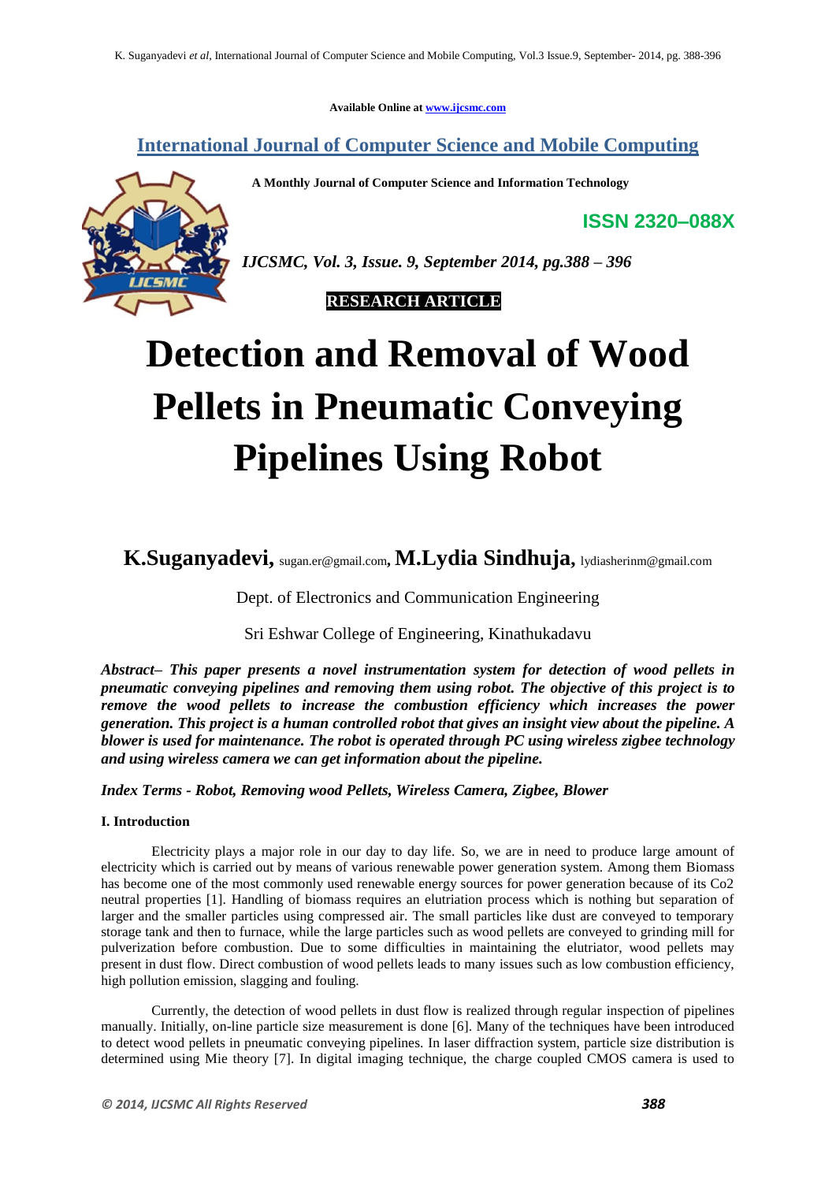Available Online at www.ijcsmc.com

**International Journal of Computer Science and Mobile Computing**

**A Monthly Journal of Computer Science and Information Technology**

**ISSN 2320–088X**

*IJCSMC, Vol. 3, Issue. 9, September 2014, pg.388 – 396*

**RESEARCH ARTICLE**

# Detection and Removal of Wood Pellets in Pneumatic Conveying Pipelines Using Robot

**K.Suganyadevi,** sugan.er@gmail.com, **M.Lydia Sindhuja,** lydiasherinm@gmail.com

Dept. of Electronics and Communication Engineering

Sri Eshwar College of Engineering, Kinathukadavu

***Abstract**– This paper presents a novel instrumentation system for detection of wood pellets in pneumatic conveying pipelines and removing them using robot. The objective of this project is to remove the wood pellets to increase the combustion efficiency which increases the power generation. This project is a human controlled robot that gives an insight view about the pipeline. A blower is used for maintenance. The robot is operated through PC using wireless zigbee technology and using wireless camera we can get information about the pipeline.*

***Index Terms - Robot, Removing wood Pellets, Wireless Camera, Zigbee, Blower***

**I. Introduction**

Electricity plays a major role in our day to day life. So, we are in need to produce large amount of electricity which is carried out by means of various renewable power generation system. Among them Biomass has become one of the most commonly used renewable energy sources for power generation because of its Co2 neutral properties [1]. Handling of biomass requires an elutriation process which is nothing but separation of larger and the smaller particles using compressed air. The small particles like dust are conveyed to temporary storage tank and then to furnace, while the large particles such as wood pellets are conveyed to grinding mill for pulverization before combustion. Due to some difficulties in maintaining the elutriator, wood pellets may present in dust flow. Direct combustion of wood pellets leads to many issues such as low combustion efficiency, high pollution emission, slagging and fouling.

Currently, the detection of wood pellets in dust flow is realized through regular inspection of pipelines manually. Initially, on-line particle size measurement is done [6]. Many of the techniques have been introduced to detect wood pellets in pneumatic conveying pipelines. In laser diffraction system, particle size distribution is determined using Mie theory [7]. In digital imaging technique, the charge coupled CMOS camera is used to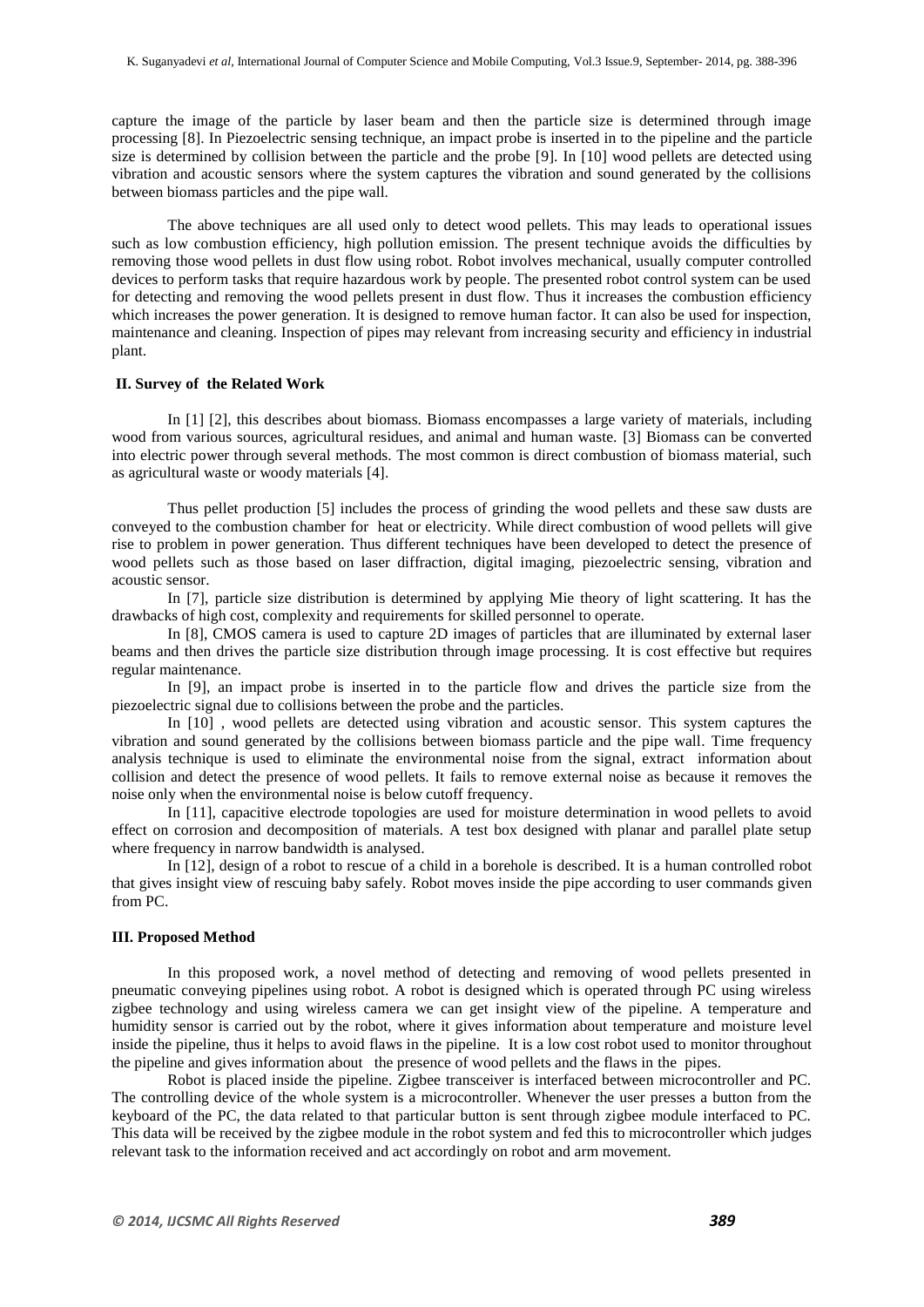capture the image of the particle by laser beam and then the particle size is determined through image processing [8]. In Piezoelectric sensing technique, an impact probe is inserted in to the pipeline and the particle size is determined by collision between the particle and the probe [9]. In [10] wood pellets are detected using vibration and acoustic sensors where the system captures the vibration and sound generated by the collisions between biomass particles and the pipe wall.

The above techniques are all used only to detect wood pellets. This may leads to operational issues such as low combustion efficiency, high pollution emission. The present technique avoids the difficulties by removing those wood pellets in dust flow using robot. Robot involves mechanical, usually computer controlled devices to perform tasks that require hazardous work by people. The presented robot control system can be used for detecting and removing the wood pellets present in dust flow. Thus it increases the combustion efficiency which increases the power generation. It is designed to remove human factor. It can also be used for inspection, maintenance and cleaning. Inspection of pipes may relevant from increasing security and efficiency in industrial plant.

## II. Survey of the Related Work

In [1] [2], this describes about biomass. Biomass encompasses a large variety of materials, including wood from various sources, agricultural residues, and animal and human waste. [3] Biomass can be converted into electric power through several methods. The most common is direct combustion of biomass material, such as agricultural waste or woody materials [4].

Thus pellet production [5] includes the process of grinding the wood pellets and these saw dusts are conveyed to the combustion chamber for heat or electricity. While direct combustion of wood pellets will give rise to problem in power generation. Thus different techniques have been developed to detect the presence of wood pellets such as those based on laser diffraction, digital imaging, piezoelectric sensing, vibration and acoustic sensor.

In [7], particle size distribution is determined by applying Mie theory of light scattering. It has the drawbacks of high cost, complexity and requirements for skilled personnel to operate.

In [8], CMOS camera is used to capture 2D images of particles that are illuminated by external laser beams and then drives the particle size distribution through image processing. It is cost effective but requires regular maintenance.

In [9], an impact probe is inserted in to the particle flow and drives the particle size from the piezoelectric signal due to collisions between the probe and the particles.

In [10] , wood pellets are detected using vibration and acoustic sensor. This system captures the vibration and sound generated by the collisions between biomass particle and the pipe wall. Time frequency analysis technique is used to eliminate the environmental noise from the signal, extract information about collision and detect the presence of wood pellets. It fails to remove external noise as because it removes the noise only when the environmental noise is below cutoff frequency.

In [11], capacitive electrode topologies are used for moisture determination in wood pellets to avoid effect on corrosion and decomposition of materials. A test box designed with planar and parallel plate setup where frequency in narrow bandwidth is analysed.

In [12], design of a robot to rescue of a child in a borehole is described. It is a human controlled robot that gives insight view of rescuing baby safely. Robot moves inside the pipe according to user commands given from PC.

## III. Proposed Method

In this proposed work, a novel method of detecting and removing of wood pellets presented in pneumatic conveying pipelines using robot. A robot is designed which is operated through PC using wireless zigbee technology and using wireless camera we can get insight view of the pipeline. A temperature and humidity sensor is carried out by the robot, where it gives information about temperature and moisture level inside the pipeline, thus it helps to avoid flaws in the pipeline. It is a low cost robot used to monitor throughout the pipeline and gives information about the presence of wood pellets and the flaws in the pipes.

Robot is placed inside the pipeline. Zigbee transceiver is interfaced between microcontroller and PC. The controlling device of the whole system is a microcontroller. Whenever the user presses a button from the keyboard of the PC, the data related to that particular button is sent through zigbee module interfaced to PC. This data will be received by the zigbee module in the robot system and fed this to microcontroller which judges relevant task to the information received and act accordingly on robot and arm movement.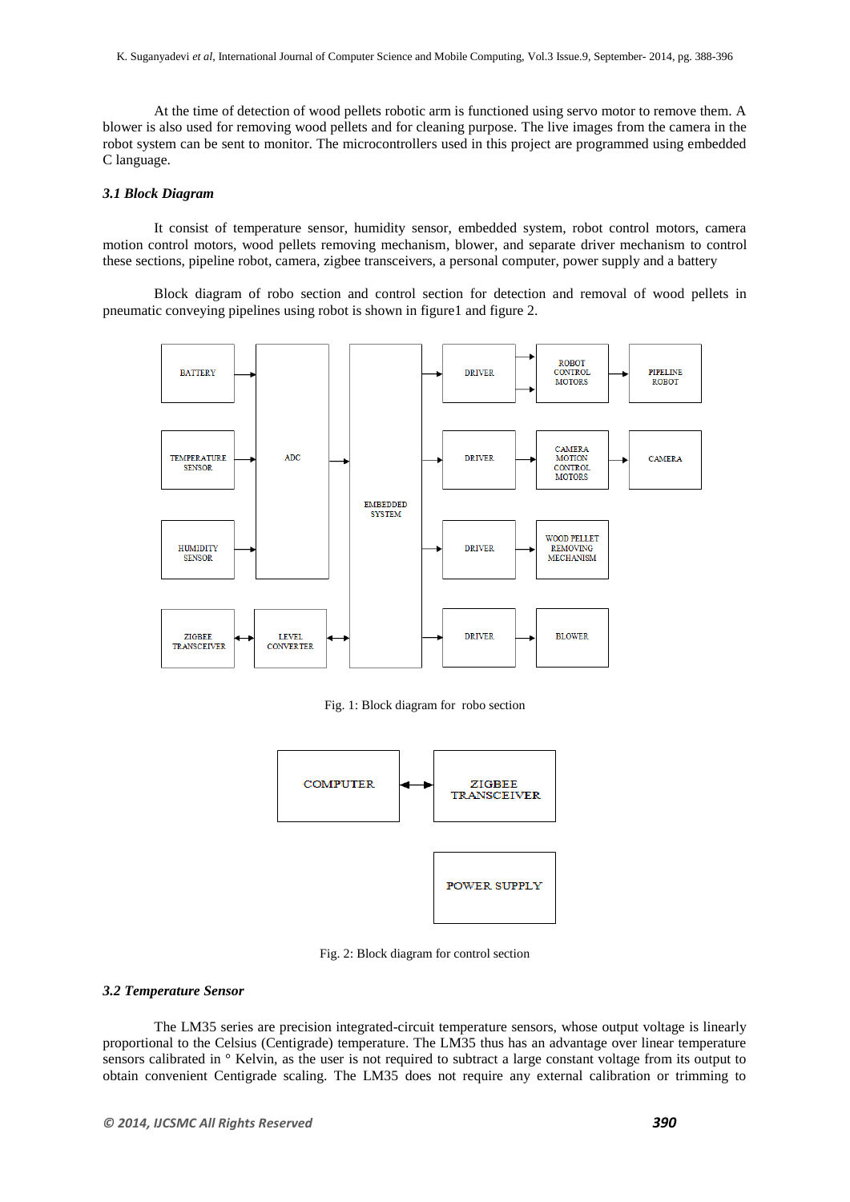At the time of detection of wood pellets robotic arm is functioned using servo motor to remove them. A blower is also used for removing wood pellets and for cleaning purpose. The live images from the camera in the robot system can be sent to monitor. The microcontrollers used in this project are programmed using embedded C language.

### *3.1 Block Diagram*

It consist of temperature sensor, humidity sensor, embedded system, robot control motors, camera motion control motors, wood pellets removing mechanism, blower, and separate driver mechanism to control these sections, pipeline robot, camera, zigbee transceivers, a personal computer, power supply and a battery

Block diagram of robo section and control section for detection and removal of wood pellets in pneumatic conveying pipelines using robot is shown in figure1 and figure 2.

Fig. 1: Block diagram for robo section

Fig. 2: Block diagram for control section

### *3.2 Temperature Sensor*

The LM35 series are precision integrated-circuit temperature sensors, whose output voltage is linearly proportional to the Celsius (Centigrade) temperature. The LM35 thus has an advantage over linear temperature sensors calibrated in ° Kelvin, as the user is not required to subtract a large constant voltage from its output to obtain convenient Centigrade scaling. The LM35 does not require any external calibration or trimming to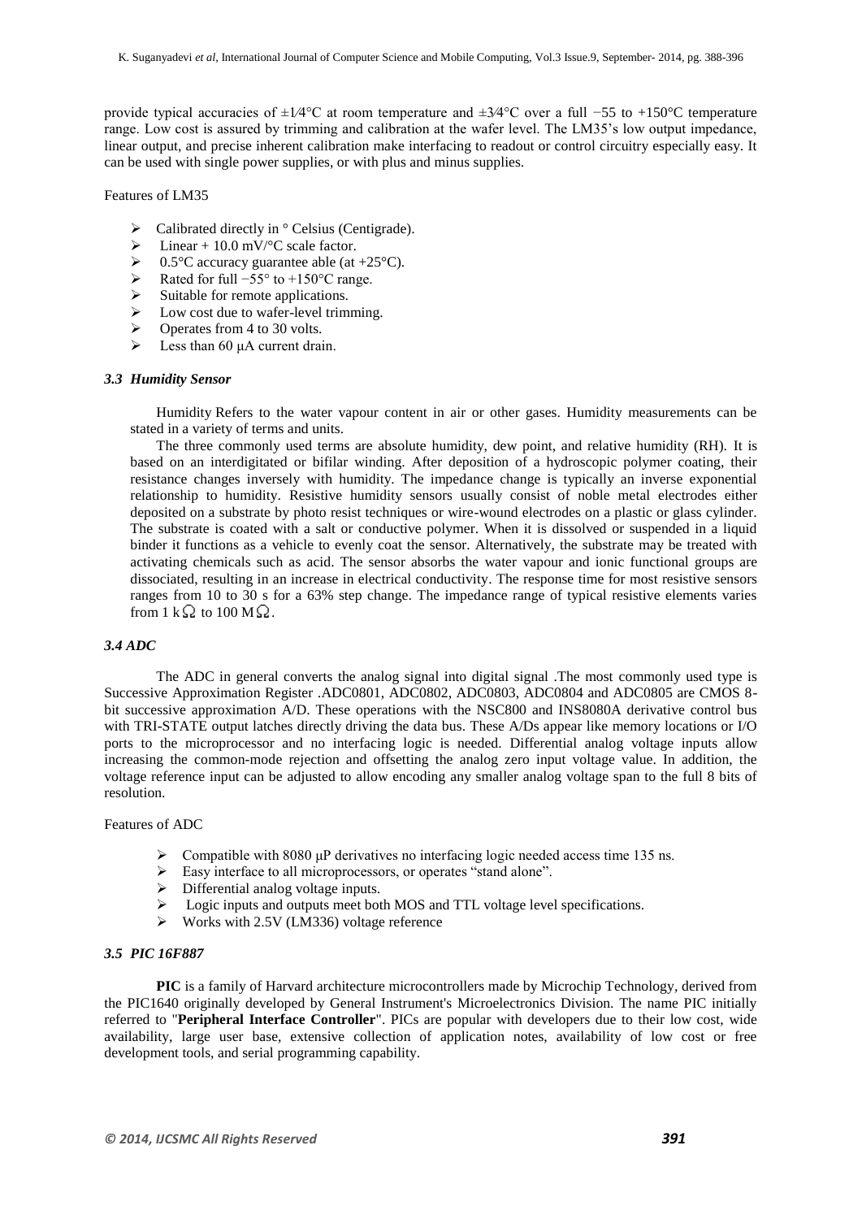provide typical accuracies of ±1⁄4°C at room temperature and ±3⁄4°C over a full −55 to +150°C temperature range. Low cost is assured by trimming and calibration at the wafer level. The LM35's low output impedance, linear output, and precise inherent calibration make interfacing to readout or control circuitry especially easy. It can be used with single power supplies, or with plus and minus supplies.

Features of LM35

- Calibrated directly in ° Celsius (Centigrade).
- Linear + 10.0 mV/°C scale factor.
- 0.5°C accuracy guarantee able (at +25°C).
- Rated for full −55° to +150°C range.
- Suitable for remote applications.
- Low cost due to wafer-level trimming.
- Operates from 4 to 30 volts.
- Less than 60 μA current drain.

### *3.3 Humidity Sensor*

Humidity Refers to the water vapour content in air or other gases. Humidity measurements can be stated in a variety of terms and units.

The three commonly used terms are absolute humidity, dew point, and relative humidity (RH). It is based on an interdigitated or bifilar winding. After deposition of a hydroscopic polymer coating, their resistance changes inversely with humidity. The impedance change is typically an inverse exponential relationship to humidity. Resistive humidity sensors usually consist of noble metal electrodes either deposited on a substrate by photo resist techniques or wire-wound electrodes on a plastic or glass cylinder. The substrate is coated with a salt or conductive polymer. When it is dissolved or suspended in a liquid binder it functions as a vehicle to evenly coat the sensor. Alternatively, the substrate may be treated with activating chemicals such as acid. The sensor absorbs the water vapour and ionic functional groups are dissociated, resulting in an increase in electrical conductivity. The response time for most resistive sensors ranges from 10 to 30 s for a 63% step change. The impedance range of typical resistive elements varies from 1 kΩ to 100 MΩ.

### *3.4 ADC*

The ADC in general converts the analog signal into digital signal .The most commonly used type is Successive Approximation Register .ADC0801, ADC0802, ADC0803, ADC0804 and ADC0805 are CMOS 8-bit successive approximation A/D. These operations with the NSC800 and INS8080A derivative control bus with TRI-STATE output latches directly driving the data bus. These A/Ds appear like memory locations or I/O ports to the microprocessor and no interfacing logic is needed. Differential analog voltage inputs allow increasing the common-mode rejection and offsetting the analog zero input voltage value. In addition, the voltage reference input can be adjusted to allow encoding any smaller analog voltage span to the full 8 bits of resolution.

Features of ADC

- Compatible with 8080 μP derivatives no interfacing logic needed access time 135 ns.
- Easy interface to all microprocessors, or operates "stand alone".
- Differential analog voltage inputs.
- Logic inputs and outputs meet both MOS and TTL voltage level specifications.
- Works with 2.5V (LM336) voltage reference

### *3.5 PIC 16F887*

**PIC** is a family of Harvard architecture microcontrollers made by Microchip Technology, derived from the PIC1640 originally developed by General Instrument's Microelectronics Division. The name PIC initially referred to "**Peripheral Interface Controller**". PICs are popular with developers due to their low cost, wide availability, large user base, extensive collection of application notes, availability of low cost or free development tools, and serial programming capability.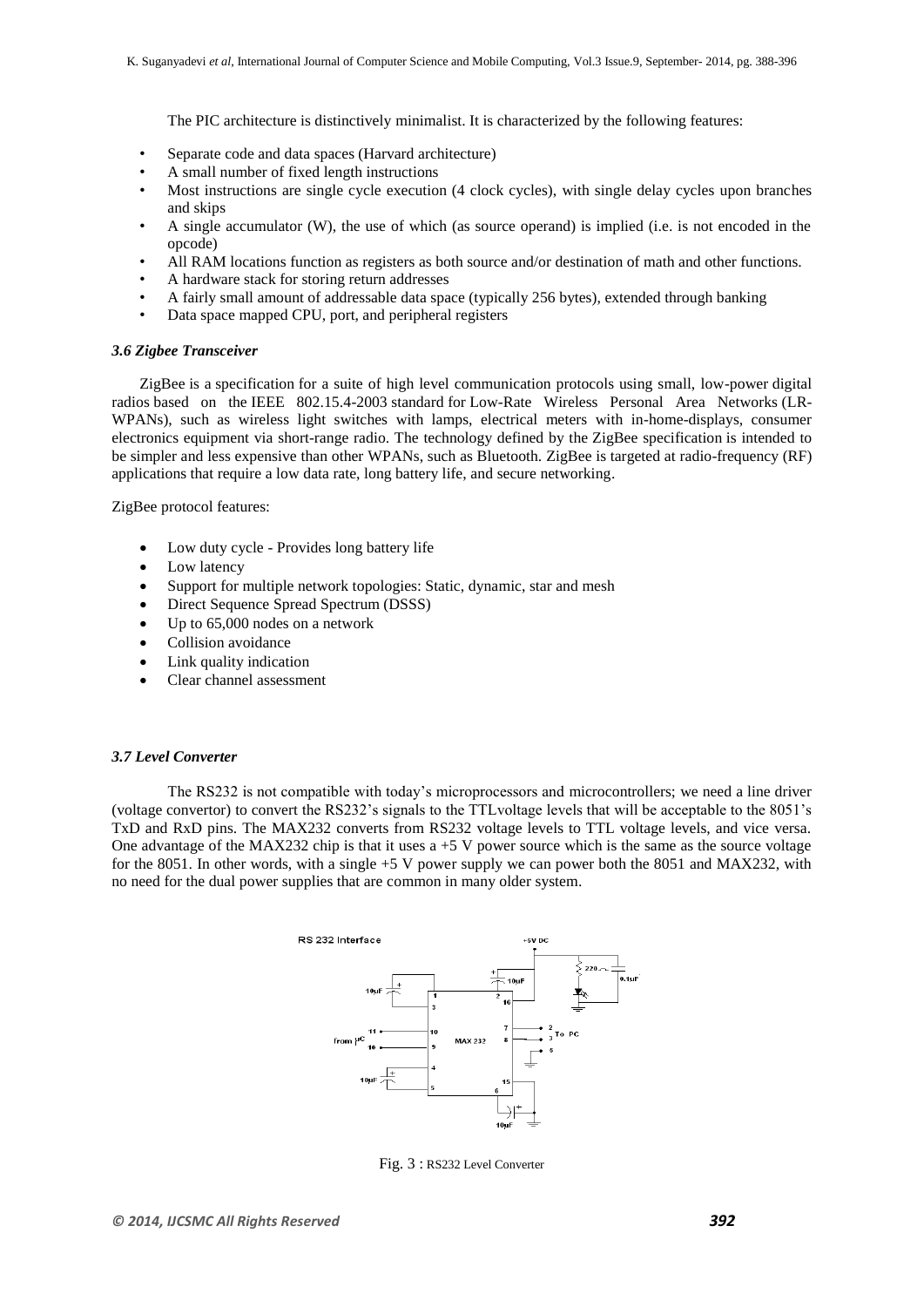The PIC architecture is distinctively minimalist. It is characterized by the following features:

- Separate code and data spaces (Harvard architecture)
- A small number of fixed length instructions
- Most instructions are single cycle execution (4 clock cycles), with single delay cycles upon branches and skips
- A single accumulator (W), the use of which (as source operand) is implied (i.e. is not encoded in the opcode)
- All RAM locations function as registers as both source and/or destination of math and other functions.
- A hardware stack for storing return addresses
- A fairly small amount of addressable data space (typically 256 bytes), extended through banking
- Data space mapped CPU, port, and peripheral registers

### *3.6 Zigbee Transceiver*

ZigBee is a specification for a suite of high level communication protocols using small, low-power digital radios based on the IEEE 802.15.4-2003 standard for Low-Rate Wireless Personal Area Networks (LR-WPANs), such as wireless light switches with lamps, electrical meters with in-home-displays, consumer electronics equipment via short-range radio. The technology defined by the ZigBee specification is intended to be simpler and less expensive than other WPANs, such as Bluetooth. ZigBee is targeted at radio-frequency (RF) applications that require a low data rate, long battery life, and secure networking.

ZigBee protocol features:

- Low duty cycle - Provides long battery life
- Low latency
- Support for multiple network topologies: Static, dynamic, star and mesh
- Direct Sequence Spread Spectrum (DSSS)
- Up to 65,000 nodes on a network
- Collision avoidance
- Link quality indication
- Clear channel assessment

### *3.7 Level Converter*

The RS232 is not compatible with today's microprocessors and microcontrollers; we need a line driver (voltage convertor) to convert the RS232's signals to the TTLvoltage levels that will be acceptable to the 8051's TxD and RxD pins. The MAX232 converts from RS232 voltage levels to TTL voltage levels, and vice versa. One advantage of the MAX232 chip is that it uses a +5 V power source which is the same as the source voltage for the 8051. In other words, with a single +5 V power supply we can power both the 8051 and MAX232, with no need for the dual power supplies that are common in many older system.

Fig. 3 : RS232 Level Converter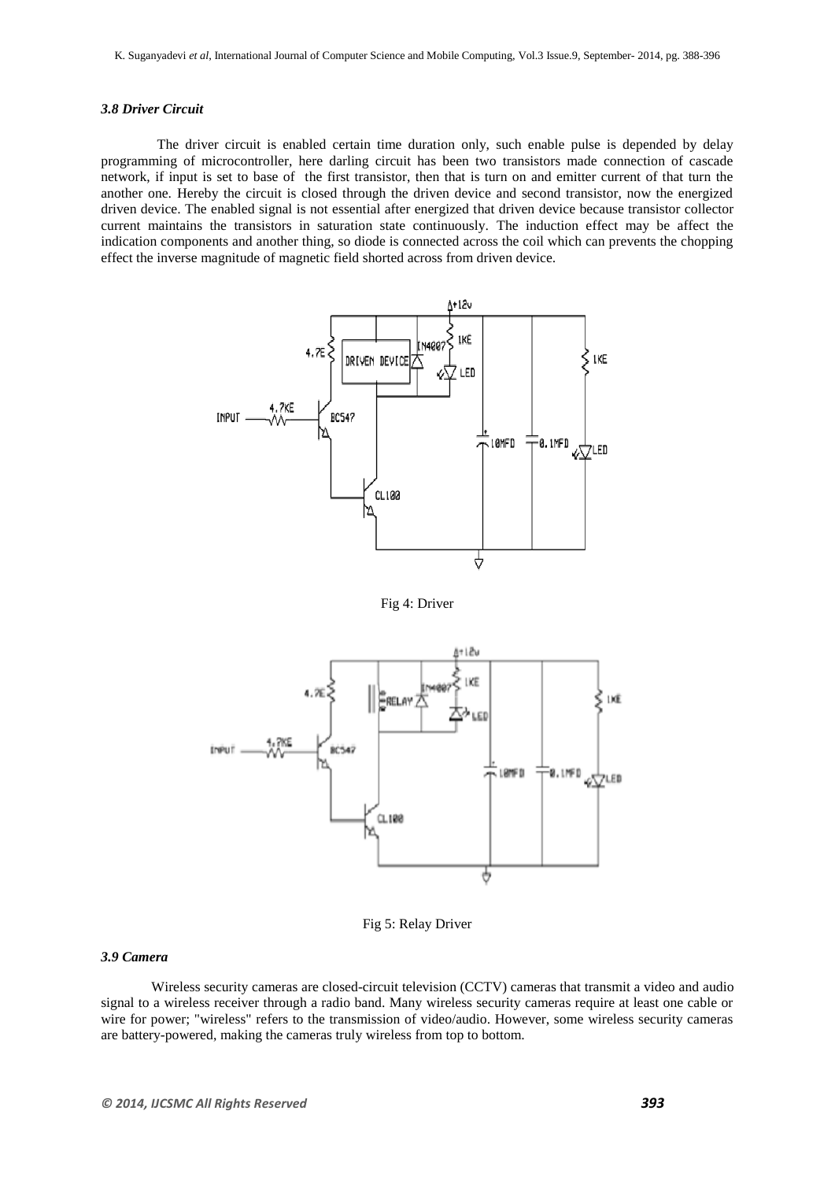### *3.8 Driver Circuit*

The driver circuit is enabled certain time duration only, such enable pulse is depended by delay programming of microcontroller, here darling circuit has been two transistors made connection of cascade network, if input is set to base of the first transistor, then that is turn on and emitter current of that turn the another one. Hereby the circuit is closed through the driven device and second transistor, now the energized driven device. The enabled signal is not essential after energized that driven device because transistor collector current maintains the transistors in saturation state continuously. The induction effect may be affect the indication components and another thing, so diode is connected across the coil which can prevents the chopping effect the inverse magnitude of magnetic field shorted across from driven device.

Fig 4: Driver

Fig 5: Relay Driver

### *3.9 Camera*

Wireless security cameras are closed-circuit television (CCTV) cameras that transmit a video and audio signal to a wireless receiver through a radio band. Many wireless security cameras require at least one cable or wire for power; "wireless" refers to the transmission of video/audio. However, some wireless security cameras are battery-powered, making the cameras truly wireless from top to bottom.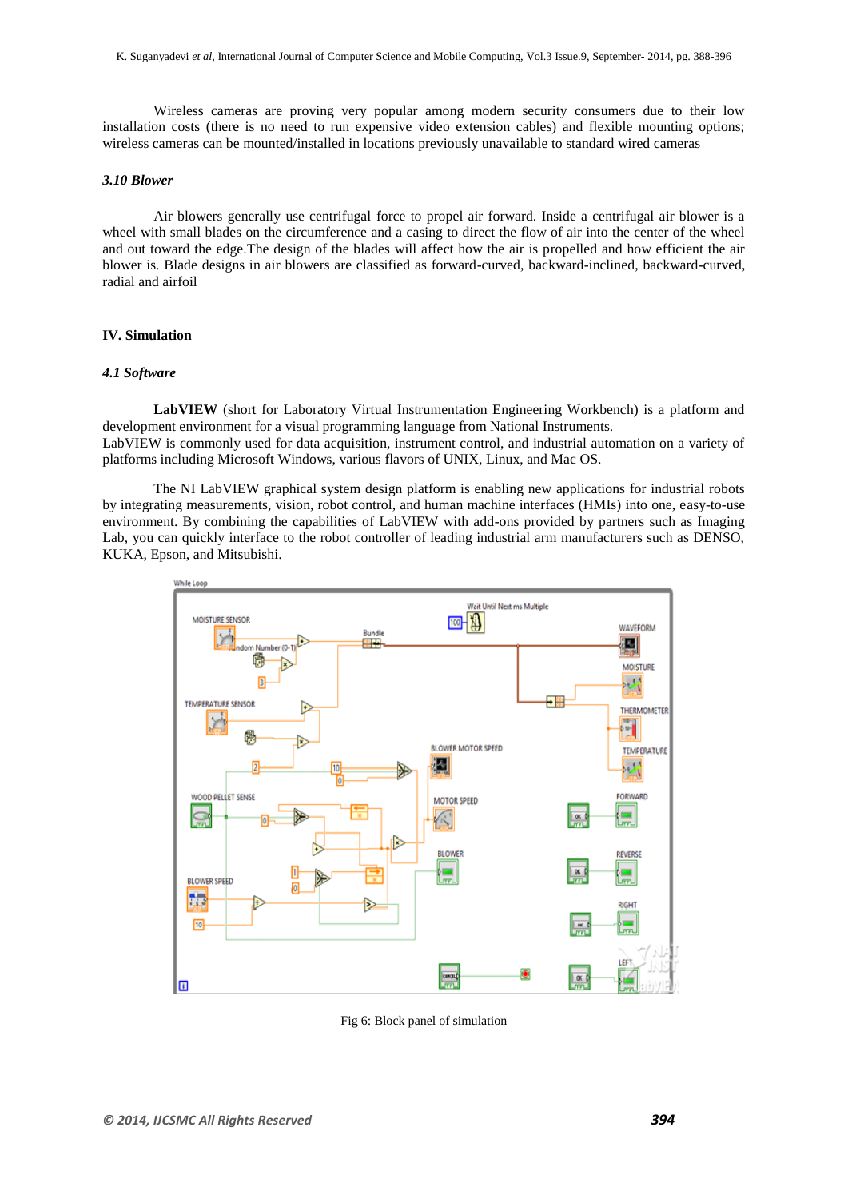Wireless cameras are proving very popular among modern security consumers due to their low installation costs (there is no need to run expensive video extension cables) and flexible mounting options; wireless cameras can be mounted/installed in locations previously unavailable to standard wired cameras

### *3.10 Blower*

Air blowers generally use centrifugal force to propel air forward. Inside a centrifugal air blower is a wheel with small blades on the circumference and a casing to direct the flow of air into the center of the wheel and out toward the edge.The design of the blades will affect how the air is propelled and how efficient the air blower is. Blade designs in air blowers are classified as forward-curved, backward-inclined, backward-curved, radial and airfoil

## IV. Simulation

### *4.1 Software*

**LabVIEW** (short for Laboratory Virtual Instrumentation Engineering Workbench) is a platform and development environment for a visual programming language from National Instruments.
LabVIEW is commonly used for data acquisition, instrument control, and industrial automation on a variety of platforms including Microsoft Windows, various flavors of UNIX, Linux, and Mac OS.

The NI LabVIEW graphical system design platform is enabling new applications for industrial robots by integrating measurements, vision, robot control, and human machine interfaces (HMIs) into one, easy-to-use environment. By combining the capabilities of LabVIEW with add-ons provided by partners such as Imaging Lab, you can quickly interface to the robot controller of leading industrial arm manufacturers such as DENSO, KUKA, Epson, and Mitsubishi.

Fig 6: Block panel of simulation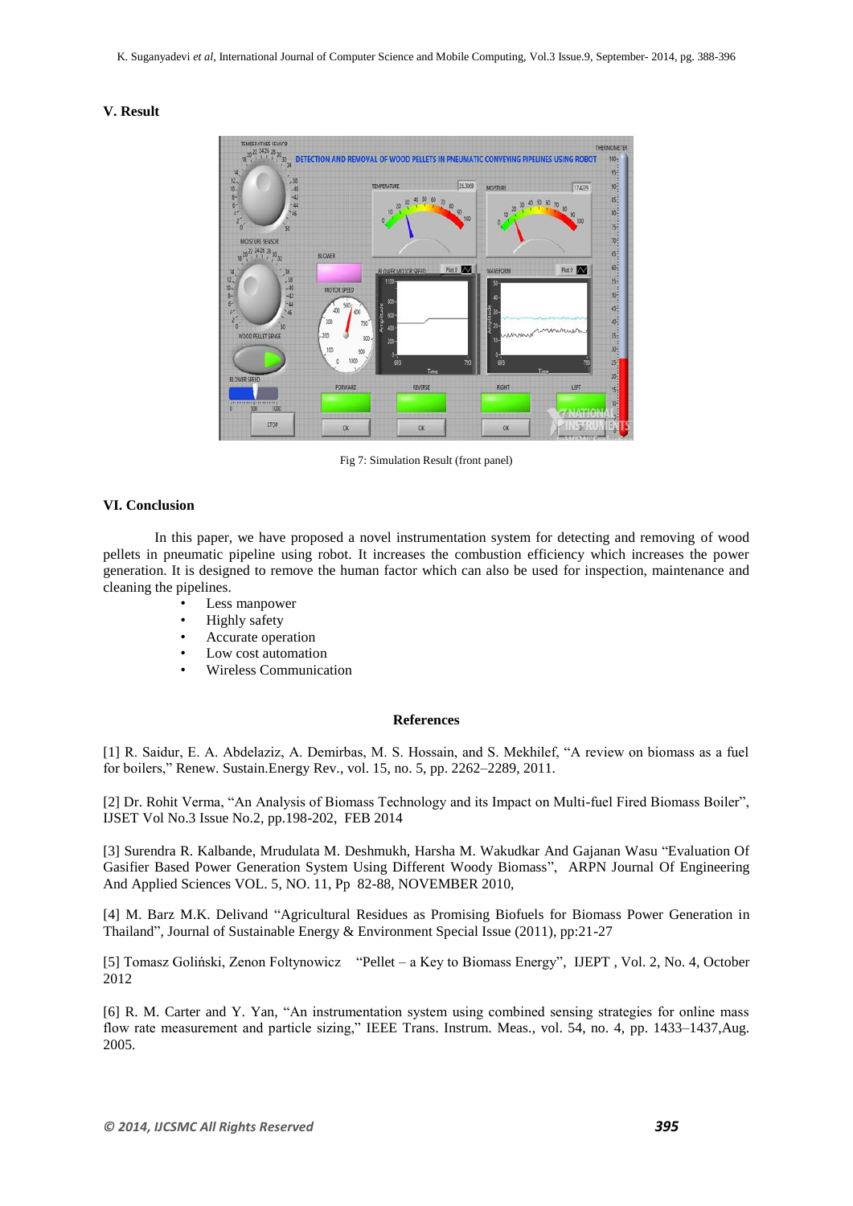## V. Result

Fig 7: Simulation Result (front panel)

## VI. Conclusion

In this paper, we have proposed a novel instrumentation system for detecting and removing of wood pellets in pneumatic pipeline using robot. It increases the combustion efficiency which increases the power generation. It is designed to remove the human factor which can also be used for inspection, maintenance and cleaning the pipelines.

- Less manpower
- Highly safety
- Accurate operation
- Low cost automation
- Wireless Communication

## References

[1] R. Saidur, E. A. Abdelaziz, A. Demirbas, M. S. Hossain, and S. Mekhilef, "A review on biomass as a fuel for boilers," Renew. Sustain.Energy Rev., vol. 15, no. 5, pp. 2262–2289, 2011.

[2] Dr. Rohit Verma, "An Analysis of Biomass Technology and its Impact on Multi-fuel Fired Biomass Boiler", IJSET Vol No.3 Issue No.2, pp.198-202, FEB 2014

[3] Surendra R. Kalbande, Mrudulata M. Deshmukh, Harsha M. Wakudkar And Gajanan Wasu "Evaluation Of Gasifier Based Power Generation System Using Different Woody Biomass", ARPN Journal Of Engineering And Applied Sciences VOL. 5, NO. 11, Pp 82-88, NOVEMBER 2010,

[4] M. Barz M.K. Delivand "Agricultural Residues as Promising Biofuels for Biomass Power Generation in Thailand", Journal of Sustainable Energy & Environment Special Issue (2011), pp:21-27

[5] Tomasz Goliński, Zenon Foltynowicz "Pellet – a Key to Biomass Energy", IJEPT , Vol. 2, No. 4, October 2012

[6] R. M. Carter and Y. Yan, "An instrumentation system using combined sensing strategies for online mass flow rate measurement and particle sizing," IEEE Trans. Instrum. Meas., vol. 54, no. 4, pp. 1433–1437,Aug. 2005.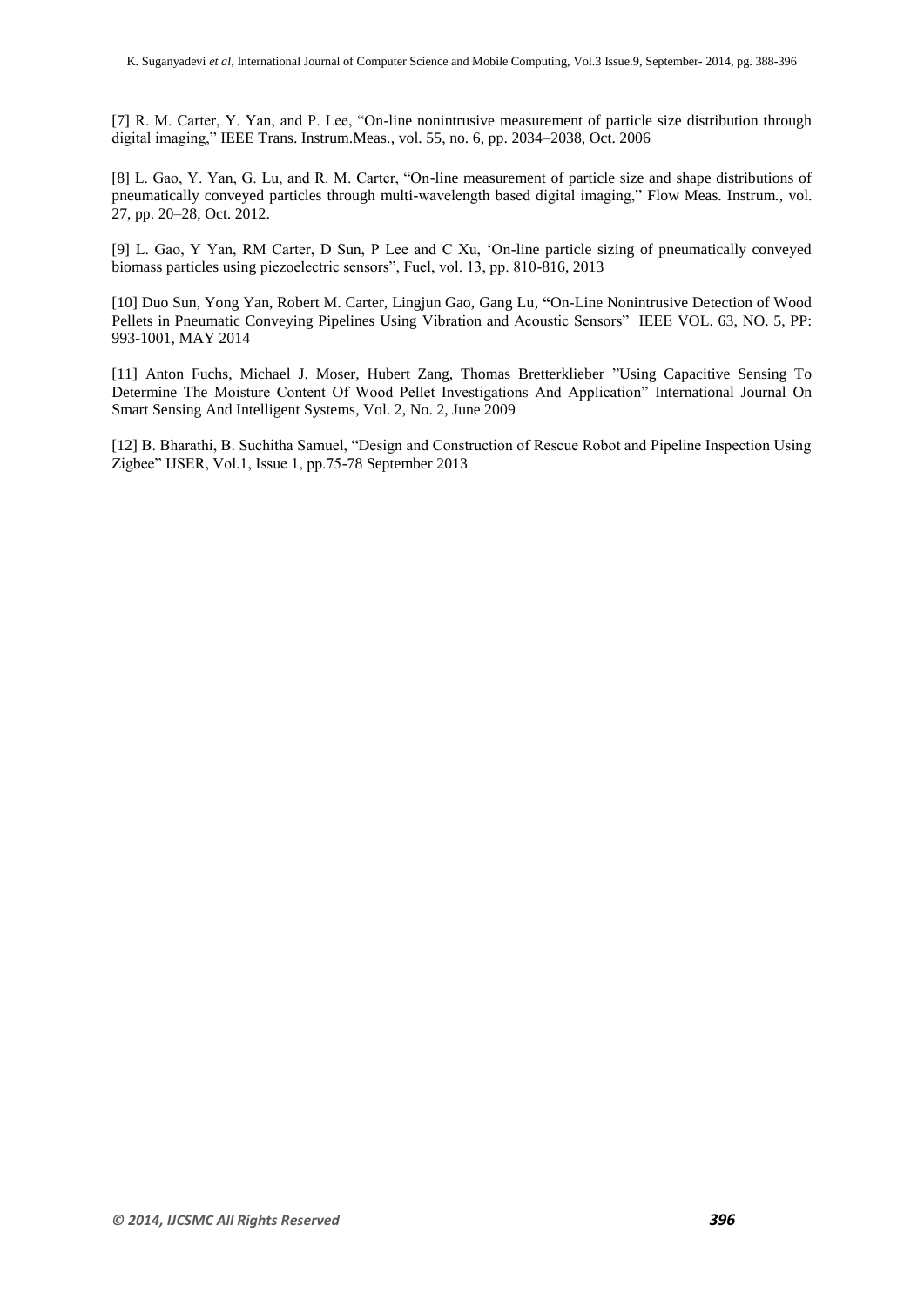[7] R. M. Carter, Y. Yan, and P. Lee, "On-line nonintrusive measurement of particle size distribution through digital imaging," IEEE Trans. Instrum.Meas., vol. 55, no. 6, pp. 2034–2038, Oct. 2006

[8] L. Gao, Y. Yan, G. Lu, and R. M. Carter, "On-line measurement of particle size and shape distributions of pneumatically conveyed particles through multi-wavelength based digital imaging," Flow Meas. Instrum., vol. 27, pp. 20–28, Oct. 2012.

[9] L. Gao, Y Yan, RM Carter, D Sun, P Lee and C Xu, 'On-line particle sizing of pneumatically conveyed biomass particles using piezoelectric sensors", Fuel, vol. 13, pp. 810-816, 2013

[10] Duo Sun, Yong Yan, Robert M. Carter, Lingjun Gao, Gang Lu, **"**On-Line Nonintrusive Detection of Wood Pellets in Pneumatic Conveying Pipelines Using Vibration and Acoustic Sensors" IEEE VOL. 63, NO. 5, PP: 993-1001, MAY 2014

[11] Anton Fuchs, Michael J. Moser, Hubert Zang, Thomas Bretterklieber "Using Capacitive Sensing To Determine The Moisture Content Of Wood Pellet Investigations And Application" International Journal On Smart Sensing And Intelligent Systems, Vol. 2, No. 2, June 2009

[12] B. Bharathi, B. Suchitha Samuel, "Design and Construction of Rescue Robot and Pipeline Inspection Using Zigbee" IJSER, Vol.1, Issue 1, pp.75-78 September 2013